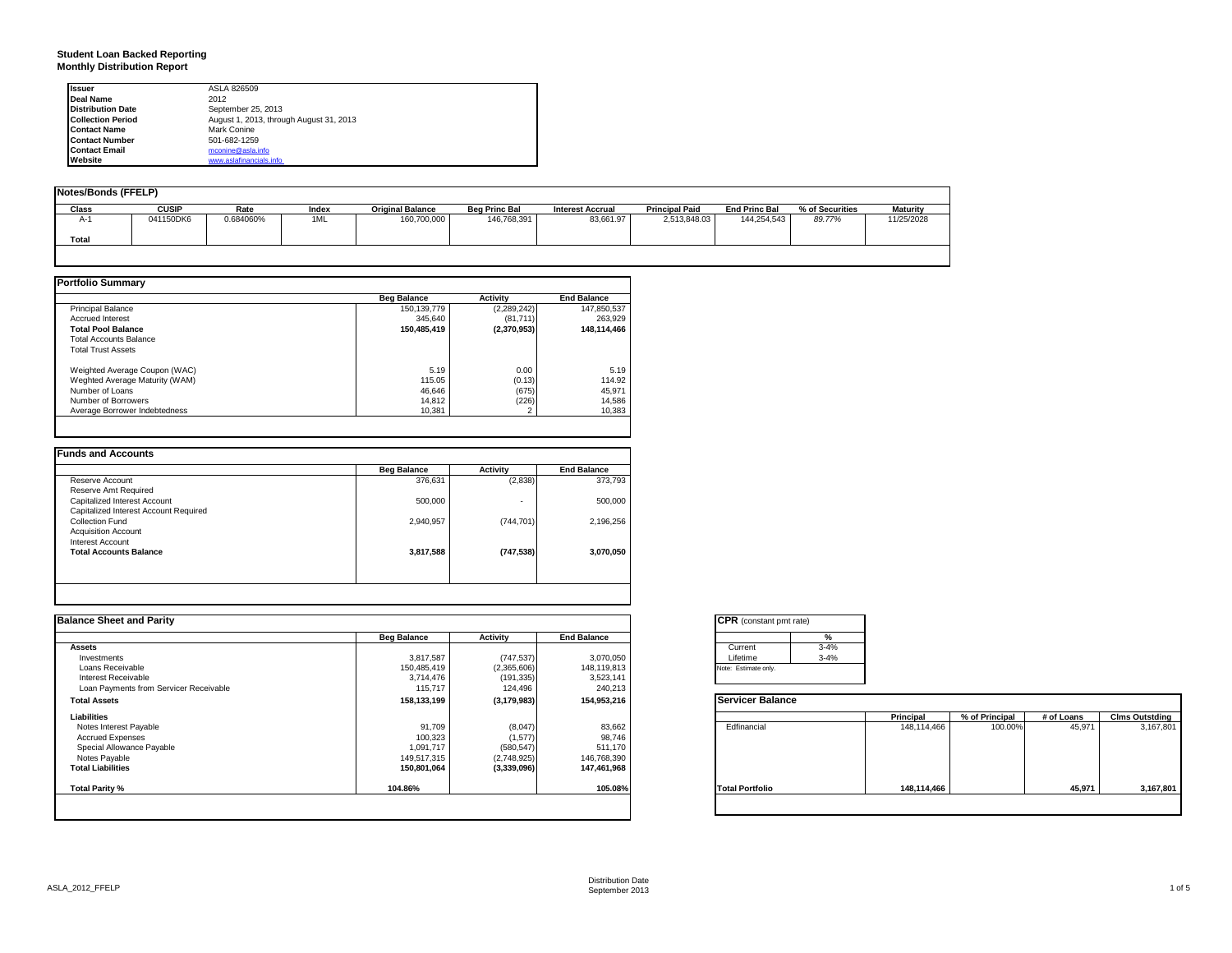**Student Loan Backed Reporting**
**Monthly Distribution Report**

| | |
|---|---|
| **Issuer** | ASLA 826509 |
| **Deal Name** | 2012 |
| **Distribution Date** | September 25, 2013 |
| **Collection Period** | August 1, 2013, through August 31, 2013 |
| **Contact Name** | Mark Conine |
| **Contact Number** | 501-682-1259 |
| **Contact Email** | mconine@asla.info |
| **Website** | www.aslafinancials.info |

**Notes/Bonds (FFELP)**

| Class | CUSIP | Rate | Index | Original Balance | Beg Princ Bal | Interest Accrual | Principal Paid | End Princ Bal | % of Securities | Maturity |
|---|---|---|---|---|---|---|---|---|---|---|
| A-1 | 041150DK6 | 0.684060% | 1ML | 160,700,000 | 146,768,391 | 83,661.97 | 2,513,848.03 | 144,254,543 | 89.77% | 11/25/2028 |
| **Total** | | | | | | | | | | |

**Portfolio Summary**

| | Beg Balance | Activity | End Balance |
|---|---|---|---|
| Principal Balance | 150,139,779 | (2,289,242) | 147,850,537 |
| Accrued Interest | 345,640 | (81,711) | 263,929 |
| **Total Pool Balance** | **150,485,419** | **(2,370,953)** | **148,114,466** |
| Total Accounts Balance | | | |
| Total Trust Assets | | | |
| Weighted Average Coupon (WAC) | 5.19 | 0.00 | 5.19 |
| Weghted Average Maturity (WAM) | 115.05 | (0.13) | 114.92 |
| Number of Loans | 46,646 | (675) | 45,971 |
| Number of Borrowers | 14,812 | (226) | 14,586 |
| Average Borrower Indebtedness | 10,381 | 2 | 10,383 |

**Funds and Accounts**

| | Beg Balance | Activity | End Balance |
|---|---|---|---|
| Reserve Account | 376,631 | (2,838) | 373,793 |
| Reserve Amt Required | | | |
| Capitalized Interest Account | 500,000 | - | 500,000 |
| Capitalized Interest Account Required | | | |
| Collection Fund | 2,940,957 | (744,701) | 2,196,256 |
| Acquisition Account | | | |
| Interest Account | | | |
| **Total Accounts Balance** | **3,817,588** | **(747,538)** | **3,070,050** |

**Balance Sheet and Parity**

| | Beg Balance | Activity | End Balance |
|---|---|---|---|
| **Assets** | | | |
| Investments | 3,817,587 | (747,537) | 3,070,050 |
| Loans Receivable | 150,485,419 | (2,365,606) | 148,119,813 |
| Interest Receivable | 3,714,476 | (191,335) | 3,523,141 |
| Loan Payments from Servicer Receivable | 115,717 | 124,496 | 240,213 |
| **Total Assets** | **158,133,199** | **(3,179,983)** | **154,953,216** |
| **Liabilities** | | | |
| Notes Interest Payable | 91,709 | (8,047) | 83,662 |
| Accrued Expenses | 100,323 | (1,577) | 98,746 |
| Special Allowance Payable | 1,091,717 | (580,547) | 511,170 |
| Notes Payable | 149,517,315 | (2,748,925) | 146,768,390 |
| **Total Liabilities** | **150,801,064** | **(3,339,096)** | **147,461,968** |
| **Total Parity %** | **104.86%** | | **105.08%** |

**CPR** (constant pmt rate)

| | % |
|---|---|
| Current | 3-4% |
| Lifetime | 3-4% |

Note: Estimate only.

**Servicer Balance**

| | Principal | % of Principal | # of Loans | Clms Outstding |
|---|---|---|---|---|
| Edfinancial | 148,114,466 | 100.00% | 45,971 | 3,167,801 |
| **Total Portfolio** | **148,114,466** | | **45,971** | **3,167,801** |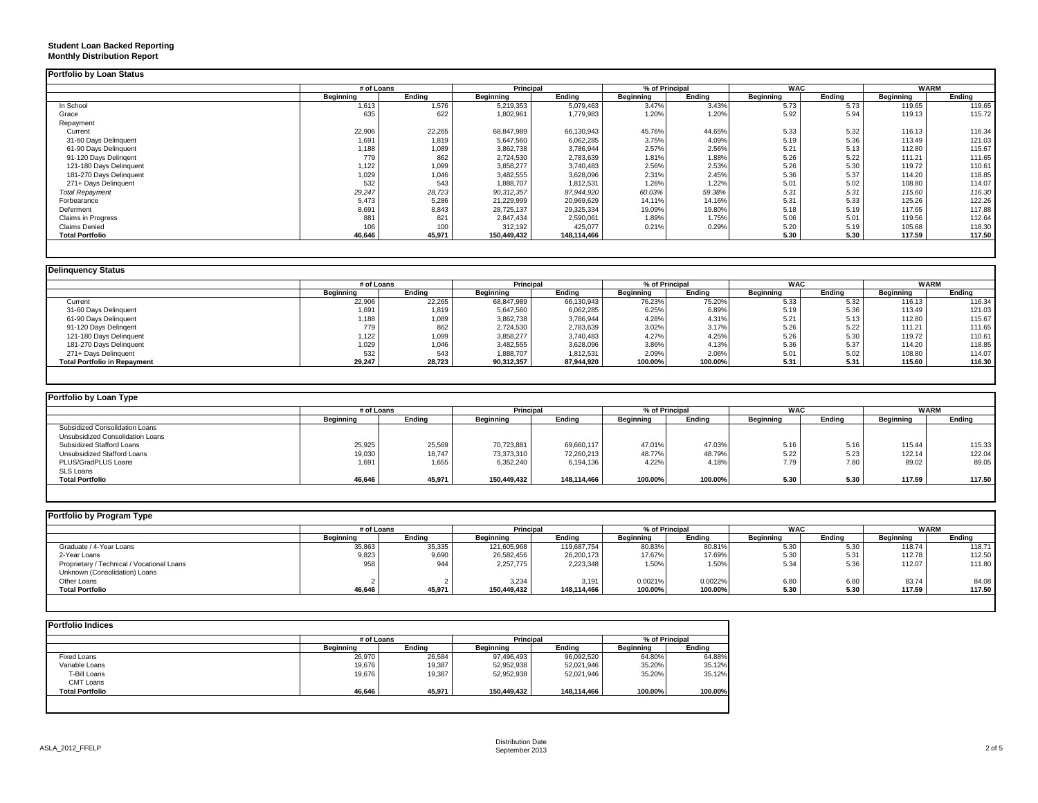**Student Loan Backed Reporting**
**Monthly Distribution Report**

## Portfolio by Loan Status

| | # of Loans | | Principal | | % of Principal | | WAC | | WARM | |
|---|---|---|---|---|---|---|---|---|---|---|
| | Beginning | Ending | Beginning | Ending | Beginning | Ending | Beginning | Ending | Beginning | Ending |
| In School | 1,613 | 1,576 | 5,219,353 | 5,079,463 | 3.47% | 3.43% | 5.73 | 5.73 | 119.65 | 119.65 |
| Grace | 635 | 622 | 1,802,961 | 1,779,983 | 1.20% | 1.20% | 5.92 | 5.94 | 119.13 | 115.72 |
| Repayment | | | | | | | | | | |
| Current | 22,906 | 22,265 | 68,847,989 | 66,130,943 | 45.76% | 44.65% | 5.33 | 5.32 | 116.13 | 116.34 |
| 31-60 Days Delinquent | 1,691 | 1,819 | 5,647,560 | 6,062,285 | 3.75% | 4.09% | 5.19 | 5.36 | 113.49 | 121.03 |
| 61-90 Days Delinquent | 1,188 | 1,089 | 3,862,738 | 3,786,944 | 2.57% | 2.56% | 5.21 | 5.13 | 112.80 | 115.67 |
| 91-120 Days Delingent | 779 | 862 | 2,724,530 | 2,783,639 | 1.81% | 1.88% | 5.26 | 5.22 | 111.21 | 111.65 |
| 121-180 Days Delinquent | 1,122 | 1,099 | 3,858,277 | 3,740,483 | 2.56% | 2.53% | 5.26 | 5.30 | 119.72 | 110.61 |
| 181-270 Days Delinquent | 1,029 | 1,046 | 3,482,555 | 3,628,096 | 2.31% | 2.45% | 5.36 | 5.37 | 114.20 | 118.85 |
| 271+ Days Delinquent | 532 | 543 | 1,888,707 | 1,812,531 | 1.26% | 1.22% | 5.01 | 5.02 | 108.80 | 114.07 |
| *Total Repayment* | *29,247* | *28,723* | *90,312,357* | *87,944,920* | *60.03%* | *59.38%* | *5.31* | *5.31* | *115.60* | *116.30* |
| Forbearance | 5,473 | 5,286 | 21,229,999 | 20,969,629 | 14.11% | 14.16% | 5.31 | 5.33 | 125.26 | 122.26 |
| Deferment | 8,691 | 8,843 | 28,725,137 | 29,325,334 | 19.09% | 19.80% | 5.18 | 5.19 | 117.65 | 117.88 |
| Claims in Progress | 881 | 821 | 2,847,434 | 2,590,061 | 1.89% | 1.75% | 5.06 | 5.01 | 119.56 | 112.64 |
| Claims Denied | 106 | 100 | 312,192 | 425,077 | 0.21% | 0.29% | 5.20 | 5.19 | 105.68 | 118.30 |
| **Total Portfolio** | **46,646** | **45,971** | **150,449,432** | **148,114,466** | | | **5.30** | **5.30** | **117.59** | **117.50** |

## Delinquency Status

| | # of Loans | | Principal | | % of Principal | | WAC | | WARM | |
|---|---|---|---|---|---|---|---|---|---|---|
| | Beginning | Ending | Beginning | Ending | Beginning | Ending | Beginning | Ending | Beginning | Ending |
| Current | 22,906 | 22,265 | 68,847,989 | 66,130,943 | 76.23% | 75.20% | 5.33 | 5.32 | 116.13 | 116.34 |
| 31-60 Days Delinquent | 1,691 | 1,819 | 5,647,560 | 6,062,285 | 6.25% | 6.89% | 5.19 | 5.36 | 113.49 | 121.03 |
| 61-90 Days Delinquent | 1,188 | 1,089 | 3,862,738 | 3,786,944 | 4.28% | 4.31% | 5.21 | 5.13 | 112.80 | 115.67 |
| 91-120 Days Delingent | 779 | 862 | 2,724,530 | 2,783,639 | 3.02% | 3.17% | 5.26 | 5.22 | 111.21 | 111.65 |
| 121-180 Days Delinquent | 1,122 | 1,099 | 3,858,277 | 3,740,483 | 4.27% | 4.25% | 5.26 | 5.30 | 119.72 | 110.61 |
| 181-270 Days Delinquent | 1,029 | 1,046 | 3,482,555 | 3,628,096 | 3.86% | 4.13% | 5.36 | 5.37 | 114.20 | 118.85 |
| 271+ Days Delinquent | 532 | 543 | 1,888,707 | 1,812,531 | 2.09% | 2.06% | 5.01 | 5.02 | 108.80 | 114.07 |
| **Total Portfolio in Repayment** | **29,247** | **28,723** | **90,312,357** | **87,944,920** | **100.00%** | **100.00%** | **5.31** | **5.31** | **115.60** | **116.30** |

## Portfolio by Loan Type

| | # of Loans | | Principal | | % of Principal | | WAC | | WARM | |
|---|---|---|---|---|---|---|---|---|---|---|
| | Beginning | Ending | Beginning | Ending | Beginning | Ending | Beginning | Ending | Beginning | Ending |
| Subsidized Consolidation Loans | | | | | | | | | | |
| Unsubsidized Consolidation Loans | | | | | | | | | | |
| Subsidized Stafford Loans | 25,925 | 25,569 | 70,723,881 | 69,660,117 | 47.01% | 47.03% | 5.16 | 5.16 | 115.44 | 115.33 |
| Unsubsidized Stafford Loans | 19,030 | 18,747 | 73,373,310 | 72,260,213 | 48.77% | 48.79% | 5.22 | 5.23 | 122.14 | 122.04 |
| PLUS/GradPLUS Loans | 1,691 | 1,655 | 6,352,240 | 6,194,136 | 4.22% | 4.18% | 7.79 | 7.80 | 89.02 | 89.05 |
| SLS Loans | | | | | | | | | | |
| **Total Portfolio** | **46,646** | **45,971** | **150,449,432** | **148,114,466** | **100.00%** | **100.00%** | **5.30** | **5.30** | **117.59** | **117.50** |

## Portfolio by Program Type

| | # of Loans | | Principal | | % of Principal | | WAC | | WARM | |
|---|---|---|---|---|---|---|---|---|---|---|
| | Beginning | Ending | Beginning | Ending | Beginning | Ending | Beginning | Ending | Beginning | Ending |
| Graduate / 4-Year Loans | 35,863 | 35,335 | 121,605,968 | 119,687,754 | 80.83% | 80.81% | 5.30 | 5.30 | 118.74 | 118.71 |
| 2-Year Loans | 9,823 | 9,690 | 26,582,456 | 26,200,173 | 17.67% | 17.69% | 5.30 | 5.31 | 112.78 | 112.50 |
| Proprietary / Technical / Vocational Loans | 958 | 944 | 2,257,775 | 2,223,348 | 1.50% | 1.50% | 5.34 | 5.36 | 112.07 | 111.80 |
| Unknown (Consolidation) Loans | | | | | | | | | | |
| Other Loans | 2 | 2 | 3,234 | 3,191 | 0.0021% | 0.0022% | 6.80 | 6.80 | 83.74 | 84.08 |
| **Total Portfolio** | **46,646** | **45,971** | **150,449,432** | **148,114,466** | **100.00%** | **100.00%** | **5.30** | **5.30** | **117.59** | **117.50** |

## Portfolio Indices

| | # of Loans | | Principal | | % of Principal | |
|---|---|---|---|---|---|---|
| | Beginning | Ending | Beginning | Ending | Beginning | Ending |
| Fixed Loans | 26,970 | 26,584 | 97,496,493 | 96,092,520 | 64.80% | 64.88% |
| Variable Loans | 19,676 | 19,387 | 52,952,938 | 52,021,946 | 35.20% | 35.12% |
| T-Bill Loans | 19,676 | 19,387 | 52,952,938 | 52,021,946 | 35.20% | 35.12% |
| CMT Loans | | | | | | |
| **Total Portfolio** | **46,646** | **45,971** | **150,449,432** | **148,114,466** | **100.00%** | **100.00%** |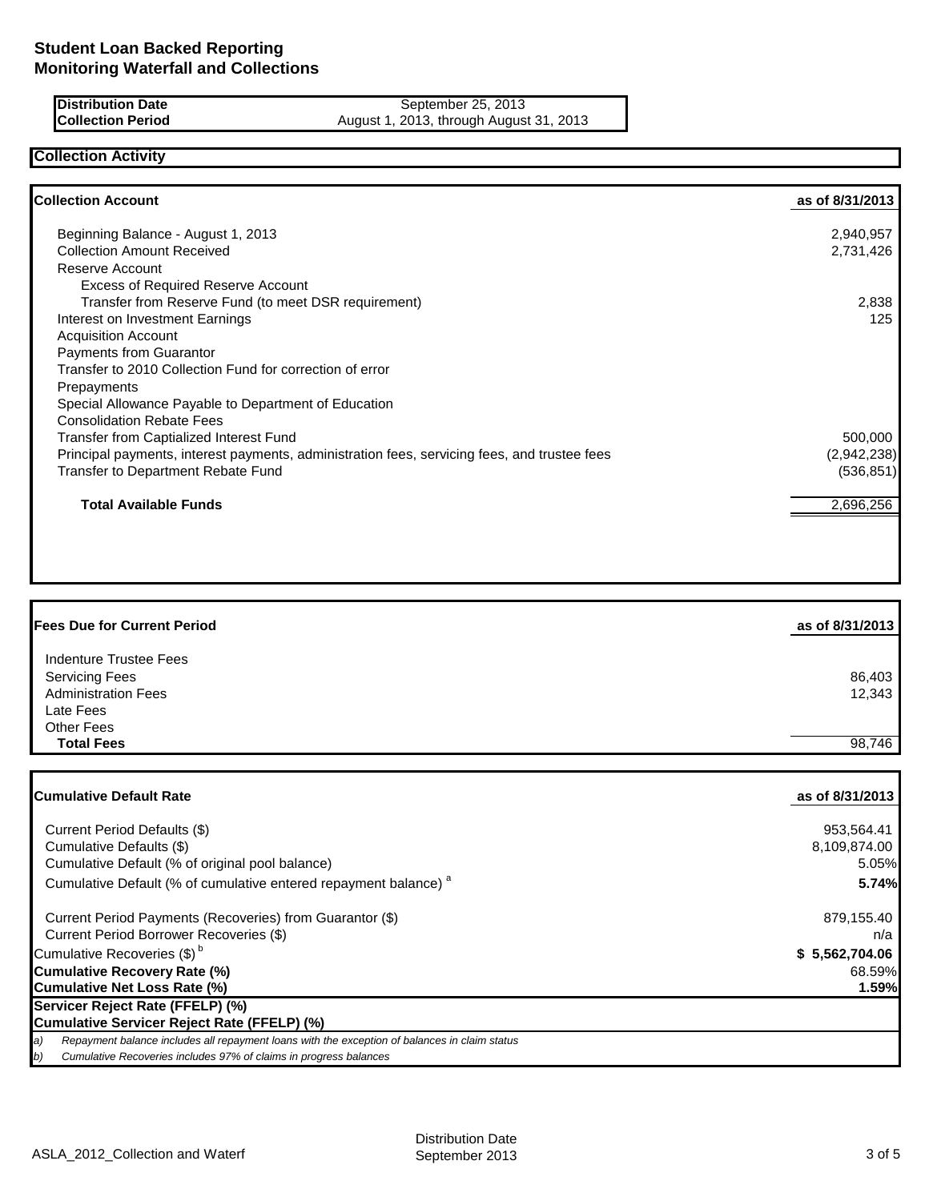# Student Loan Backed Reporting
## Monitoring Waterfall and Collections

| | |
|---|---|
| **Distribution Date** | September 25, 2013 |
| **Collection Period** | August 1, 2013, through August 31, 2013 |

### Collection Activity

| **Collection Account** | **as of 8/31/2013** |
|---|---|
| Beginning Balance - August 1, 2013 | 2,940,957 |
| Collection Amount Received | 2,731,426 |
| Reserve Account | |
| Excess of Required Reserve Account | |
| Transfer from Reserve Fund (to meet DSR requirement) | 2,838 |
| Interest on Investment Earnings | 125 |
| Acquisition Account | |
| Payments from Guarantor | |
| Transfer to 2010 Collection Fund for correction of error | |
| Prepayments | |
| Special Allowance Payable to Department of Education | |
| Consolidation Rebate Fees | |
| Transfer from Captialized Interest Fund | 500,000 |
| Principal payments, interest payments, administration fees, servicing fees, and trustee fees | (2,942,238) |
| Transfer to Department Rebate Fund | (536,851) |
| **Total Available Funds** | 2,696,256 |

| **Fees Due for Current Period** | **as of 8/31/2013** |
|---|---|
| Indenture Trustee Fees | |
| Servicing Fees | 86,403 |
| Administration Fees | 12,343 |
| Late Fees | |
| Other Fees | |
| **Total Fees** | 98,746 |

| **Cumulative Default Rate** | **as of 8/31/2013** |
|---|---|
| Current Period Defaults ($) | 953,564.41 |
| Cumulative Defaults ($) | 8,109,874.00 |
| Cumulative Default (% of original pool balance) | 5.05% |
| Cumulative Default (% of cumulative entered repayment balance) [a] | **5.74%** |
| Current Period Payments (Recoveries) from Guarantor ($) | 879,155.40 |
| Current Period Borrower Recoveries ($) | n/a |
| Cumulative Recoveries ($) [b] | **$ 5,562,704.06** |
| **Cumulative Recovery Rate (%)** | 68.59% |
| **Cumulative Net Loss Rate (%)** | **1.59%** |
| **Servicer Reject Rate (FFELP) (%)** | |
| **Cumulative Servicer Reject Rate (FFELP) (%)** | |

*a) Repayment balance includes all repayment loans with the exception of balances in claim status*

*b) Cumulative Recoveries includes 97% of claims in progress balances*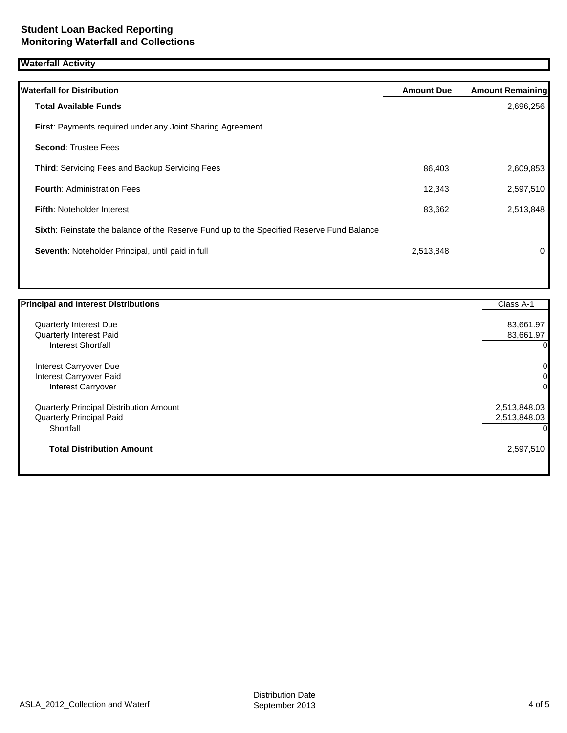## Student Loan Backed Reporting
## Monitoring Waterfall and Collections

### Waterfall Activity

| Waterfall for Distribution | Amount Due | Amount Remaining |
|---|---|---|
| **Total Available Funds** | | 2,696,256 |
| **First**: Payments required under any Joint Sharing Agreement | | |
| **Second**: Trustee Fees | | |
| **Third**: Servicing Fees and Backup Servicing Fees | 86,403 | 2,609,853 |
| **Fourth**: Administration Fees | 12,343 | 2,597,510 |
| **Fifth**: Noteholder Interest | 83,662 | 2,513,848 |
| **Sixth**: Reinstate the balance of the Reserve Fund up to the Specified Reserve Fund Balance | | |
| **Seventh**: Noteholder Principal, until paid in full | 2,513,848 | 0 |

| Principal and Interest Distributions | Class A-1 |
|---|---|
| Quarterly Interest Due | 83,661.97 |
| Quarterly Interest Paid | 83,661.97 |
| Interest Shortfall | 0 |
| Interest Carryover Due | 0 |
| Interest Carryover Paid | 0 |
| Interest Carryover | 0 |
| Quarterly Principal Distribution Amount | 2,513,848.03 |
| Quarterly Principal Paid | 2,513,848.03 |
| Shortfall | 0 |
| **Total Distribution Amount** | 2,597,510 |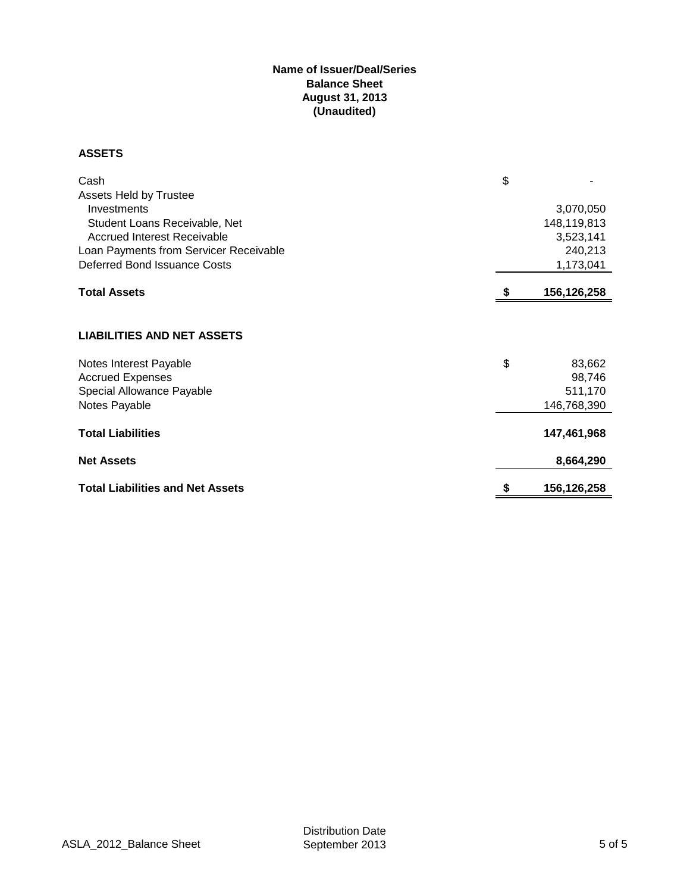**Name of Issuer/Deal/Series**
**Balance Sheet**
**August 31, 2013**
**(Unaudited)**

**ASSETS**

| | | |
|---|---|---|
| Cash | $ | - |
| Assets Held by Trustee | | |
| Investments | | 3,070,050 |
| Student Loans Receivable, Net | | 148,119,813 |
| Accrued Interest Receivable | | 3,523,141 |
| Loan Payments from Servicer Receivable | | 240,213 |
| Deferred Bond Issuance Costs | | 1,173,041 |
| **Total Assets** | **$** | **156,126,258** |

**LIABILITIES AND NET ASSETS**

| | | |
|---|---|---|
| Notes Interest Payable | $ | 83,662 |
| Accrued Expenses | | 98,746 |
| Special Allowance Payable | | 511,170 |
| Notes Payable | | 146,768,390 |
| **Total Liabilities** | | **147,461,968** |
| **Net Assets** | | **8,664,290** |
| **Total Liabilities and Net Assets** | **$** | **156,126,258** |

ASLA_2012_Balance Sheet

Distribution Date
September 2013